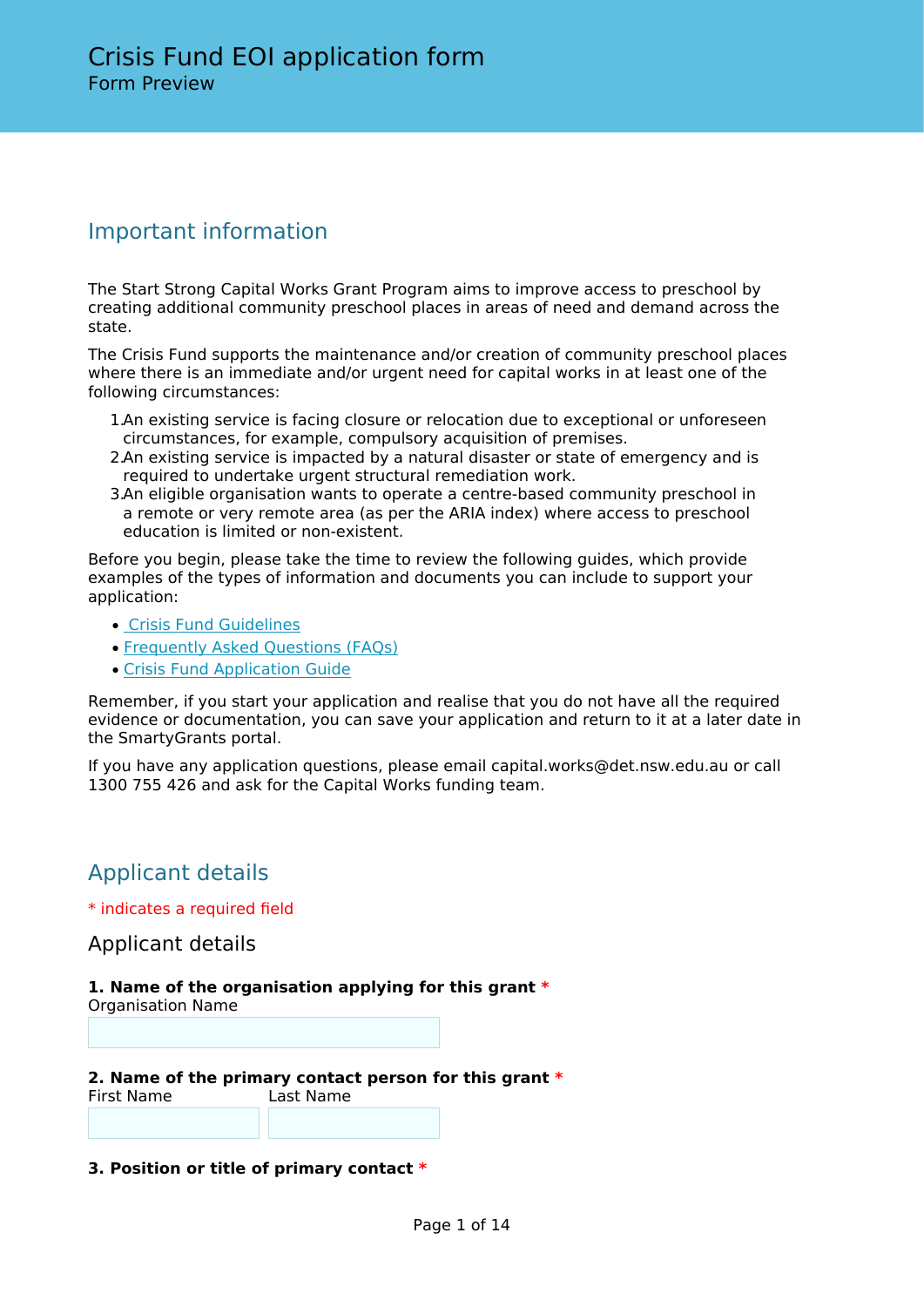# Crisis Fund EOI application form

Form Preview

## Important information

The Start Strong Capital Works Grant Program aims to improve access to preschool by creating additional community preschool places in areas of need and demand across the state.

The Crisis Fund supports the maintenance and/or creation of community preschool places where there is an immediate and/or urgent need for capital works in at least one of the following circumstances:

1. An existing service is facing closure or relocation due to exceptional or unforeseen circumstances, for example, compulsory acquisition of premises.
2. An existing service is impacted by a natural disaster or state of emergency and is required to undertake urgent structural remediation work.
3. An eligible organisation wants to operate a centre-based community preschool in a remote or very remote area (as per the ARIA index) where access to preschool education is limited or non-existent.

Before you begin, please take the time to review the following guides, which provide examples of the types of information and documents you can include to support your application:

- Crisis Fund Guidelines
- Frequently Asked Questions (FAQs)
- Crisis Fund Application Guide

Remember, if you start your application and realise that you do not have all the required evidence or documentation, you can save your application and return to it at a later date in the SmartyGrants portal.

If you have any application questions, please email capital.works@det.nsw.edu.au or call 1300 755 426 and ask for the Capital Works funding team.

## Applicant details

* indicates a required field

### Applicant details

**1. Name of the organisation applying for this grant** *

Organisation Name

**2. Name of the primary contact person for this grant** *

First Name | Last Name

**3. Position or title of primary contact** *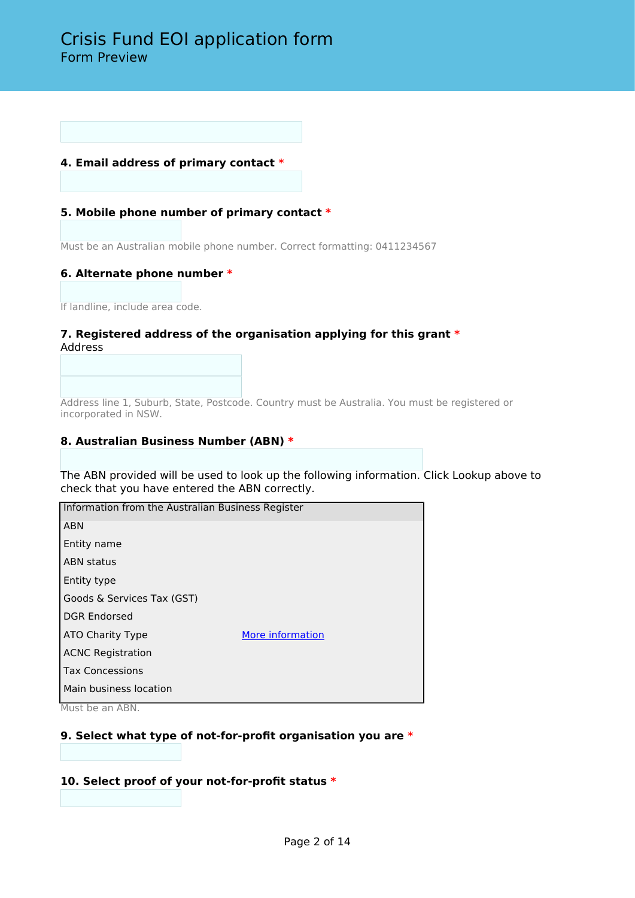**4. Email address of primary contact** *

**5. Mobile phone number of primary contact** *

Must be an Australian mobile phone number. Correct formatting: 0411234567

**6. Alternate phone number** *

If landline, include area code.

**7. Registered address of the organisation applying for this grant** *

Address

Address line 1, Suburb, State, Postcode. Country must be Australia. You must be registered or incorporated in NSW.

**8. Australian Business Number (ABN)** *

The ABN provided will be used to look up the following information. Click Lookup above to check that you have entered the ABN correctly.

| Information from the Australian Business Register | |
|---|---|
| ABN | |
| Entity name | |
| ABN status | |
| Entity type | |
| Goods & Services Tax (GST) | |
| DGR Endorsed | |
| ATO Charity Type | More information |
| ACNC Registration | |
| Tax Concessions | |
| Main business location | |

Must be an ABN.

**9. Select what type of not-for-profit organisation you are** *

**10. Select proof of your not-for-profit status** *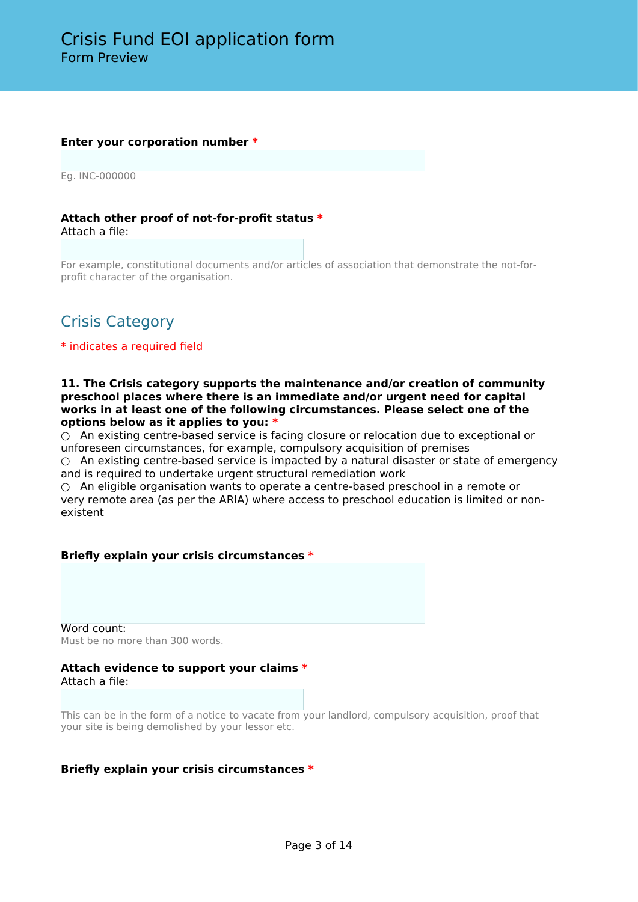**Enter your corporation number** *

Eg. INC-000000

**Attach other proof of not-for-profit status** *

Attach a file:

For example, constitutional documents and/or articles of association that demonstrate the not-for-profit character of the organisation.

## Crisis Category

* indicates a required field

**11. The Crisis category supports the maintenance and/or creation of community preschool places where there is an immediate and/or urgent need for capital works in at least one of the following circumstances. Please select one of the options below as it applies to you:** *

○ An existing centre-based service is facing closure or relocation due to exceptional or unforeseen circumstances, for example, compulsory acquisition of premises

○ An existing centre-based service is impacted by a natural disaster or state of emergency and is required to undertake urgent structural remediation work

○ An eligible organisation wants to operate a centre-based preschool in a remote or very remote area (as per the ARIA) where access to preschool education is limited or non-existent

**Briefly explain your crisis circumstances** *

Word count:

Must be no more than 300 words.

**Attach evidence to support your claims** *

Attach a file:

This can be in the form of a notice to vacate from your landlord, compulsory acquisition, proof that your site is being demolished by your lessor etc.

**Briefly explain your crisis circumstances** *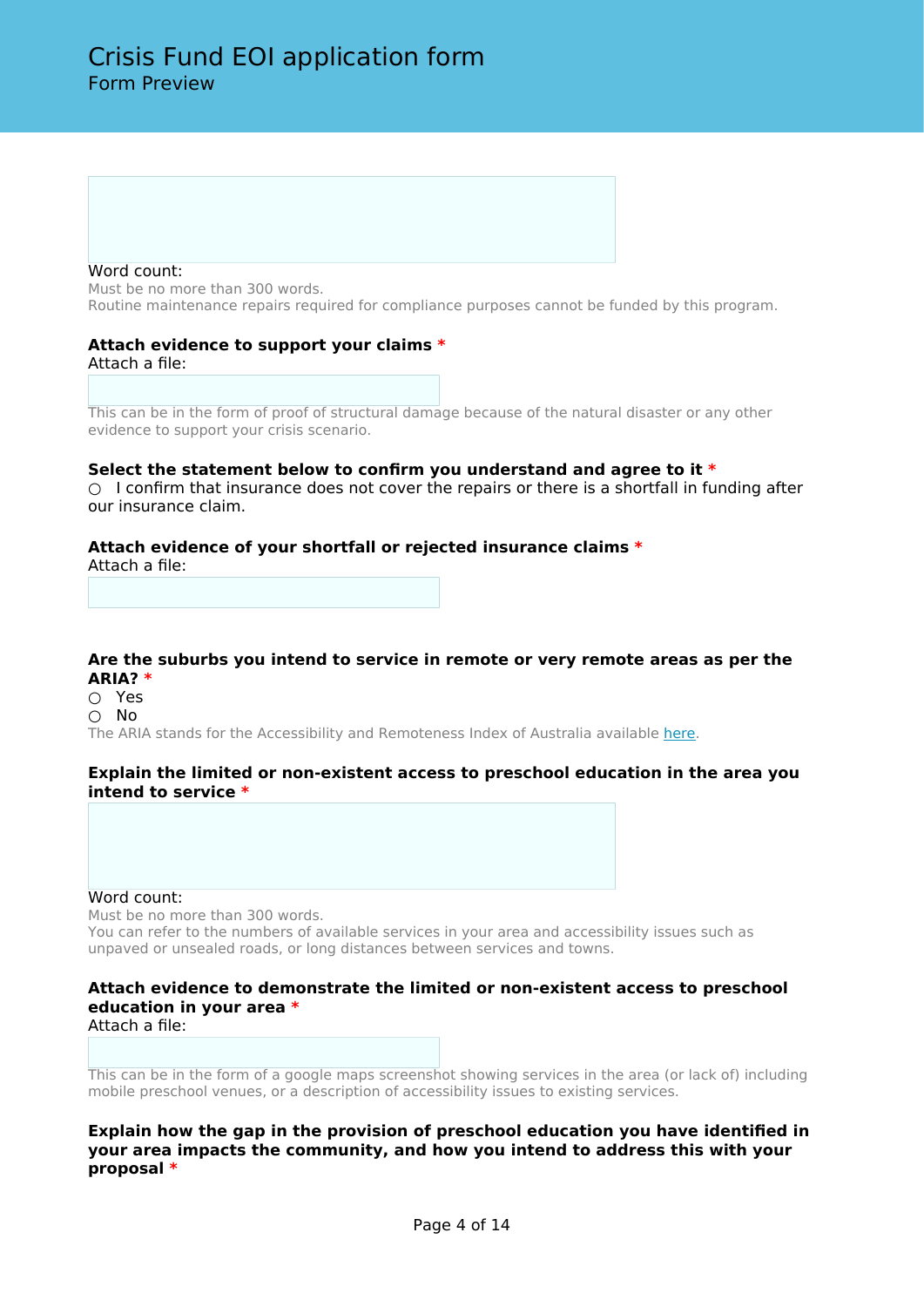Word count:
Must be no more than 300 words.
Routine maintenance repairs required for compliance purposes cannot be funded by this program.

**Attach evidence to support your claims** *
Attach a file:

This can be in the form of proof of structural damage because of the natural disaster or any other evidence to support your crisis scenario.

**Select the statement below to confirm you understand and agree to it** *
○ I confirm that insurance does not cover the repairs or there is a shortfall in funding after our insurance claim.

**Attach evidence of your shortfall or rejected insurance claims** *
Attach a file:

**Are the suburbs you intend to service in remote or very remote areas as per the ARIA?** *
○ Yes
○ No
The ARIA stands for the Accessibility and Remoteness Index of Australia available [here](here).

**Explain the limited or non-existent access to preschool education in the area you intend to service** *

Word count:
Must be no more than 300 words.
You can refer to the numbers of available services in your area and accessibility issues such as unpaved or unsealed roads, or long distances between services and towns.

**Attach evidence to demonstrate the limited or non-existent access to preschool education in your area** *
Attach a file:

This can be in the form of a google maps screenshot showing services in the area (or lack of) including mobile preschool venues, or a description of accessibility issues to existing services.

**Explain how the gap in the provision of preschool education you have identified in your area impacts the community, and how you intend to address this with your proposal** *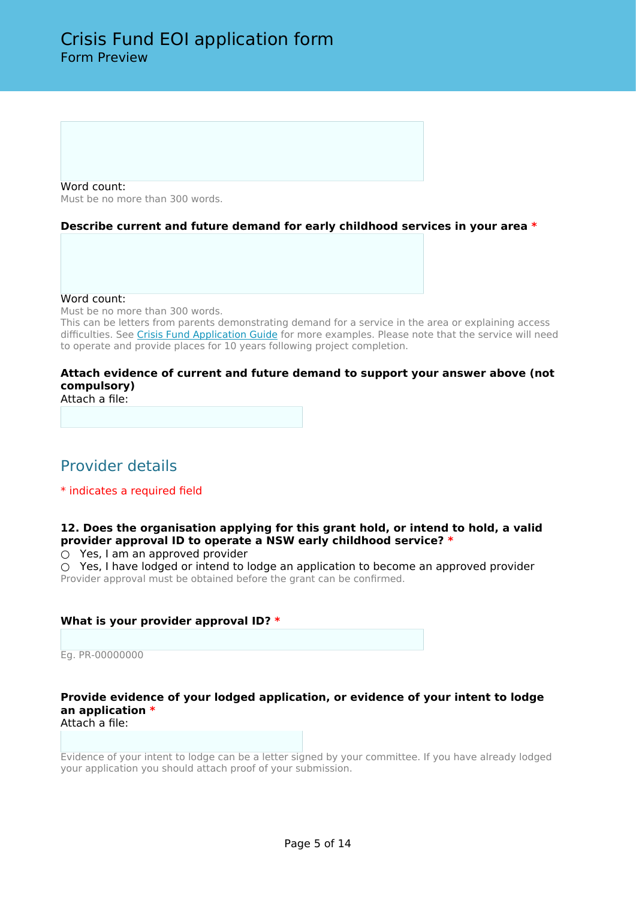Word count:
Must be no more than 300 words.

**Describe current and future demand for early childhood services in your area** *

Word count:
Must be no more than 300 words.
This can be letters from parents demonstrating demand for a service in the area or explaining access difficulties. See Crisis Fund Application Guide for more examples. Please note that the service will need to operate and provide places for 10 years following project completion.

**Attach evidence of current and future demand to support your answer above (not compulsory)**
Attach a file:

## Provider details

* indicates a required field

**12. Does the organisation applying for this grant hold, or intend to hold, a valid provider approval ID to operate a NSW early childhood service?** *

○ Yes, I am an approved provider
○ Yes, I have lodged or intend to lodge an application to become an approved provider

Provider approval must be obtained before the grant can be confirmed.

**What is your provider approval ID?** *

Eg. PR-00000000

**Provide evidence of your lodged application, or evidence of your intent to lodge an application** *
Attach a file:

Evidence of your intent to lodge can be a letter signed by your committee. If you have already lodged your application you should attach proof of your submission.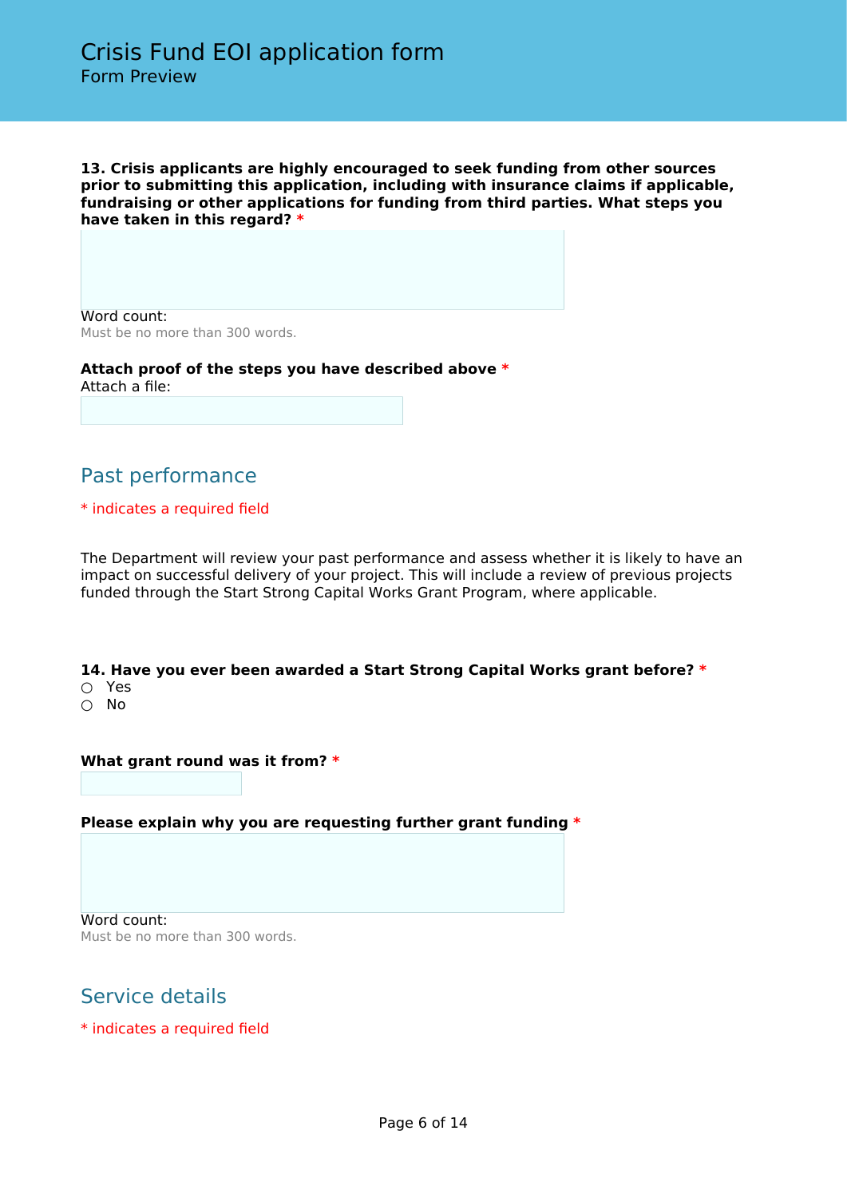**13. Crisis applicants are highly encouraged to seek funding from other sources prior to submitting this application, including with insurance claims if applicable, fundraising or other applications for funding from third parties. What steps you have taken in this regard? ***

Word count:
Must be no more than 300 words.

**Attach proof of the steps you have described above ***
Attach a file:

## Past performance

* indicates a required field

The Department will review your past performance and assess whether it is likely to have an impact on successful delivery of your project. This will include a review of previous projects funded through the Start Strong Capital Works Grant Program, where applicable.

**14. Have you ever been awarded a Start Strong Capital Works grant before? ***
○ Yes
○ No

**What grant round was it from? ***

**Please explain why you are requesting further grant funding ***

Word count:
Must be no more than 300 words.

## Service details

* indicates a required field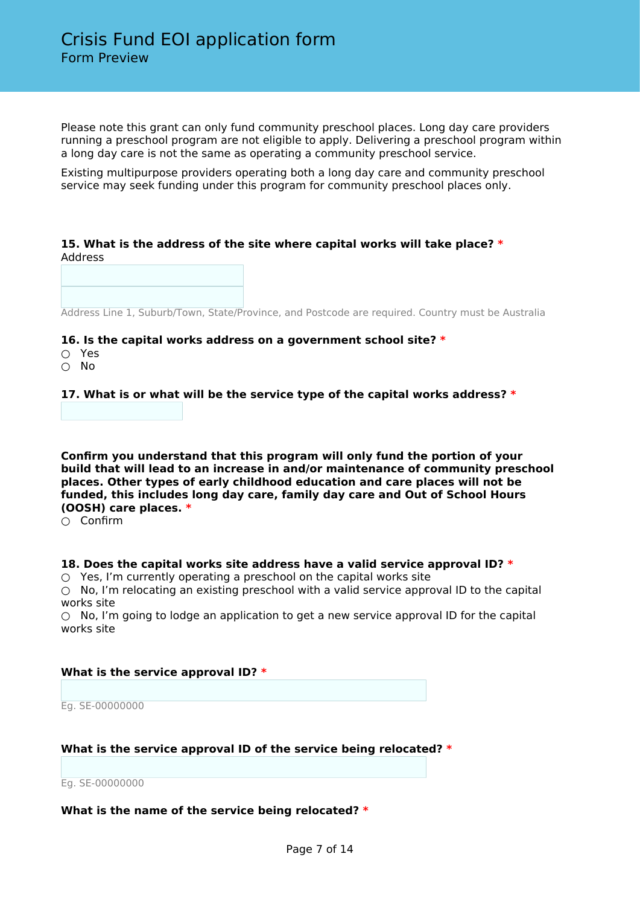# Crisis Fund EOI application form

Form Preview

Please note this grant can only fund community preschool places. Long day care providers running a preschool program are not eligible to apply. Delivering a preschool program within a long day care is not the same as operating a community preschool service.

Existing multipurpose providers operating both a long day care and community preschool service may seek funding under this program for community preschool places only.

**15. What is the address of the site where capital works will take place?** *

Address

Address Line 1, Suburb/Town, State/Province, and Postcode are required. Country must be Australia

**16. Is the capital works address on a government school site?** *

○ Yes

○ No

**17. What is or what will be the service type of the capital works address?** *

**Confirm you understand that this program will only fund the portion of your build that will lead to an increase in and/or maintenance of community preschool places. Other types of early childhood education and care places will not be funded, this includes long day care, family day care and Out of School Hours (OOSH) care places.** *

○ Confirm

**18. Does the capital works site address have a valid service approval ID?** *

○ Yes, I'm currently operating a preschool on the capital works site

○ No, I'm relocating an existing preschool with a valid service approval ID to the capital works site

○ No, I'm going to lodge an application to get a new service approval ID for the capital works site

**What is the service approval ID?** *

Eg. SE-00000000

**What is the service approval ID of the service being relocated?** *

Eg. SE-00000000

**What is the name of the service being relocated?** *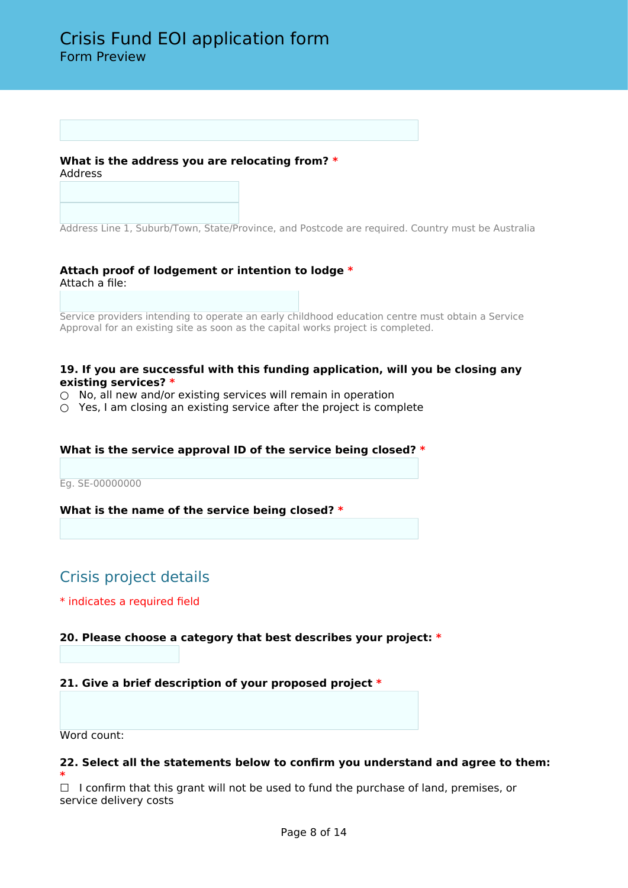**What is the address you are relocating from?** *

Address

Address Line 1, Suburb/Town, State/Province, and Postcode are required. Country must be Australia

**Attach proof of lodgement or intention to lodge** *

Attach a file:

Service providers intending to operate an early childhood education centre must obtain a Service Approval for an existing site as soon as the capital works project is completed.

**19. If you are successful with this funding application, will you be closing any existing services?** *

○ No, all new and/or existing services will remain in operation
○ Yes, I am closing an existing service after the project is complete

**What is the service approval ID of the service being closed?** *

Eg. SE-00000000

**What is the name of the service being closed?** *

## Crisis project details

* indicates a required field

**20. Please choose a category that best describes your project:** *

**21. Give a brief description of your proposed project** *

Word count:

**22. Select all the statements below to confirm you understand and agree to them:** *

☐ I confirm that this grant will not be used to fund the purchase of land, premises, or service delivery costs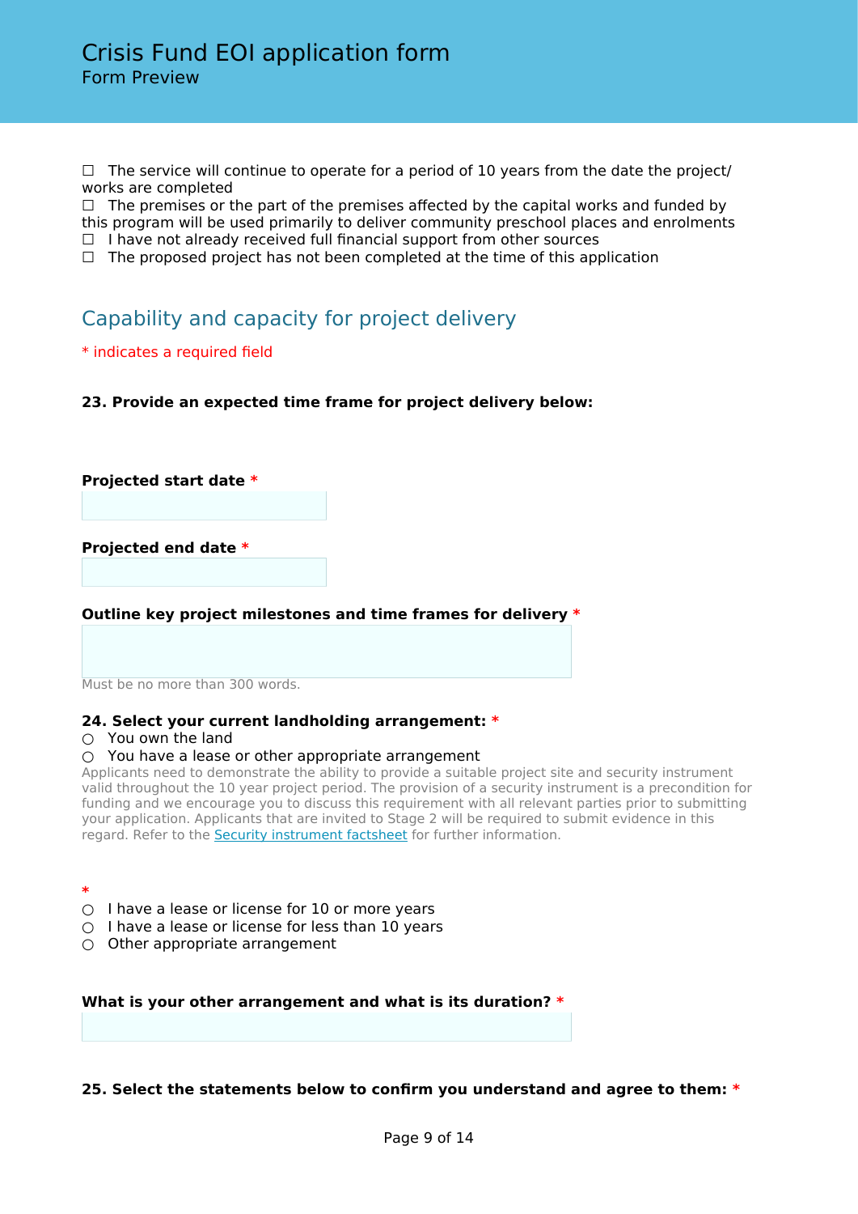☐ The service will continue to operate for a period of 10 years from the date the project/ works are completed
☐ The premises or the part of the premises affected by the capital works and funded by this program will be used primarily to deliver community preschool places and enrolments
☐ I have not already received full financial support from other sources
☐ The proposed project has not been completed at the time of this application

## Capability and capacity for project delivery

* indicates a required field

**23. Provide an expected time frame for project delivery below:**

**Projected start date** *

**Projected end date** *

**Outline key project milestones and time frames for delivery** *

Must be no more than 300 words.

**24. Select your current landholding arrangement:** *

○ You own the land
○ You have a lease or other appropriate arrangement

Applicants need to demonstrate the ability to provide a suitable project site and security instrument valid throughout the 10 year project period. The provision of a security instrument is a precondition for funding and we encourage you to discuss this requirement with all relevant parties prior to submitting your application. Applicants that are invited to Stage 2 will be required to submit evidence in this regard. Refer to the [Security instrument factsheet] for further information.

*

○ I have a lease or license for 10 or more years
○ I have a lease or license for less than 10 years
○ Other appropriate arrangement

**What is your other arrangement and what is its duration?** *

**25. Select the statements below to confirm you understand and agree to them:** *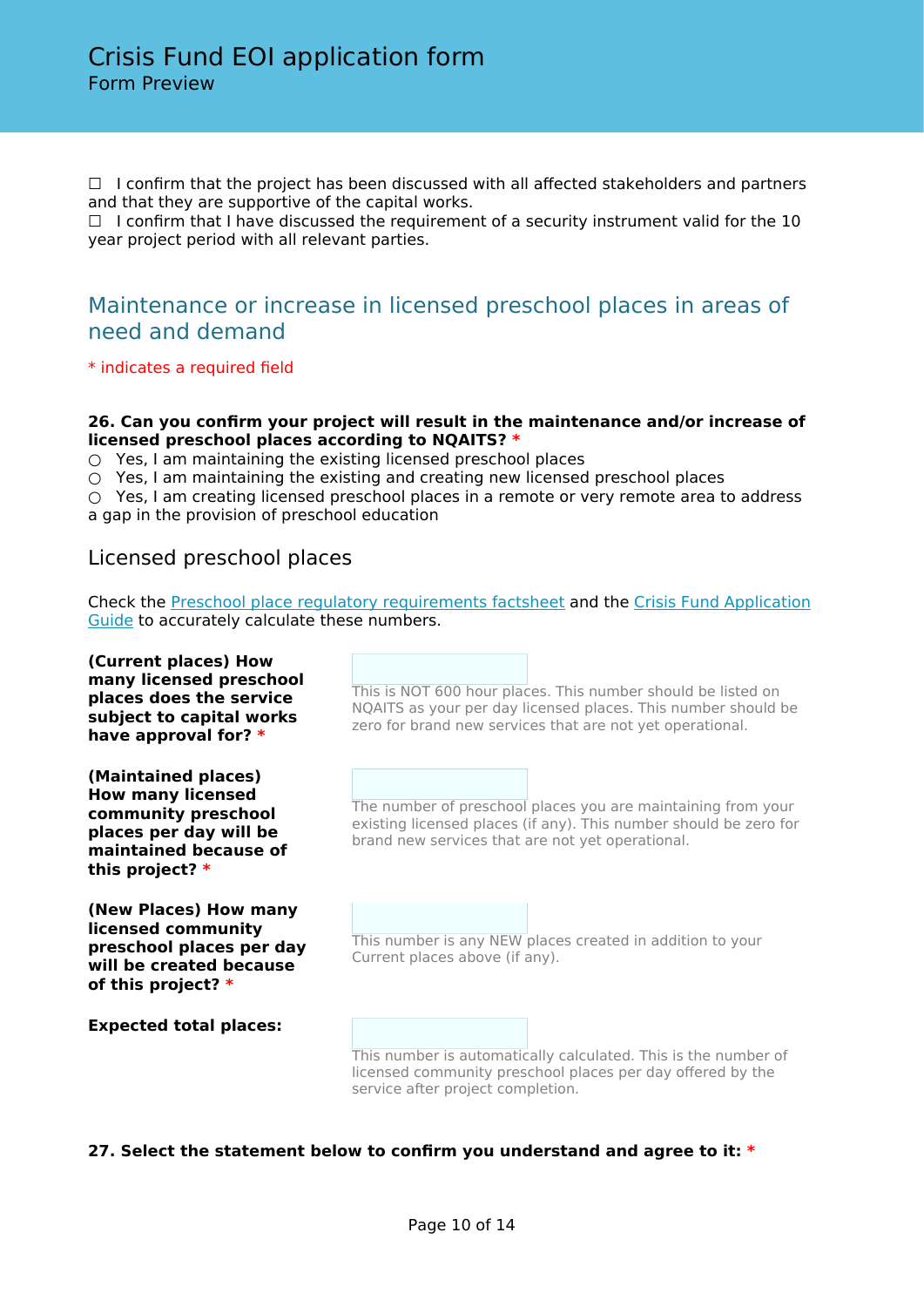☐ I confirm that the project has been discussed with all affected stakeholders and partners and that they are supportive of the capital works.
☐ I confirm that I have discussed the requirement of a security instrument valid for the 10 year project period with all relevant parties.

## Maintenance or increase in licensed preschool places in areas of need and demand

* indicates a required field

**26. Can you confirm your project will result in the maintenance and/or increase of licensed preschool places according to NQAITS? ***

○ Yes, I am maintaining the existing licensed preschool places
○ Yes, I am maintaining the existing and creating new licensed preschool places
○ Yes, I am creating licensed preschool places in a remote or very remote area to address a gap in the provision of preschool education

### Licensed preschool places

Check the Preschool place regulatory requirements factsheet and the Crisis Fund Application Guide to accurately calculate these numbers.

**(Current places) How many licensed preschool places does the service subject to capital works have approval for? ***

This is NOT 600 hour places. This number should be listed on NQAITS as your per day licensed places. This number should be zero for brand new services that are not yet operational.

**(Maintained places) How many licensed community preschool places per day will be maintained because of this project? ***

The number of preschool places you are maintaining from your existing licensed places (if any). This number should be zero for brand new services that are not yet operational.

**(New Places) How many licensed community preschool places per day will be created because of this project? ***

This number is any NEW places created in addition to your Current places above (if any).

**Expected total places:**

This number is automatically calculated. This is the number of licensed community preschool places per day offered by the service after project completion.

**27. Select the statement below to confirm you understand and agree to it: ***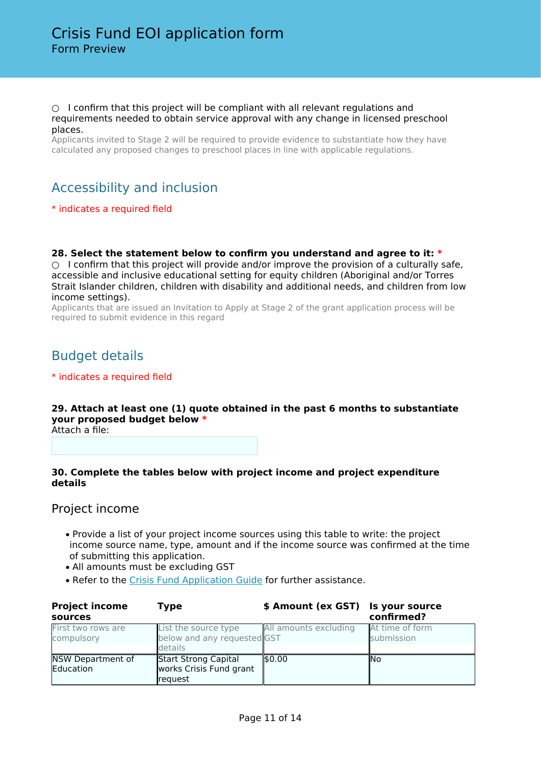○ I confirm that this project will be compliant with all relevant regulations and requirements needed to obtain service approval with any change in licensed preschool places.

Applicants invited to Stage 2 will be required to provide evidence to substantiate how they have calculated any proposed changes to preschool places in line with applicable regulations.

## Accessibility and inclusion

* indicates a required field

**28. Select the statement below to confirm you understand and agree to it: ***

○ I confirm that this project will provide and/or improve the provision of a culturally safe, accessible and inclusive educational setting for equity children (Aboriginal and/or Torres Strait Islander children, children with disability and additional needs, and children from low income settings).

Applicants that are issued an Invitation to Apply at Stage 2 of the grant application process will be required to submit evidence in this regard

## Budget details

* indicates a required field

**29. Attach at least one (1) quote obtained in the past 6 months to substantiate your proposed budget below ***

Attach a file:

**30. Complete the tables below with project income and project expenditure details**

### Project income

- Provide a list of your project income sources using this table to write: the project income source name, type, amount and if the income source was confirmed at the time of submitting this application.
- All amounts must be excluding GST
- Refer to the Crisis Fund Application Guide for further assistance.

| Project income sources | Type | $ Amount (ex GST) | Is your source confirmed? |
|---|---|---|---|
| First two rows are compulsory | List the source type below and any requested details | All amounts excluding GST | At time of form submission |
| NSW Department of Education | Start Strong Capital works Crisis Fund grant request | $0.00 | No |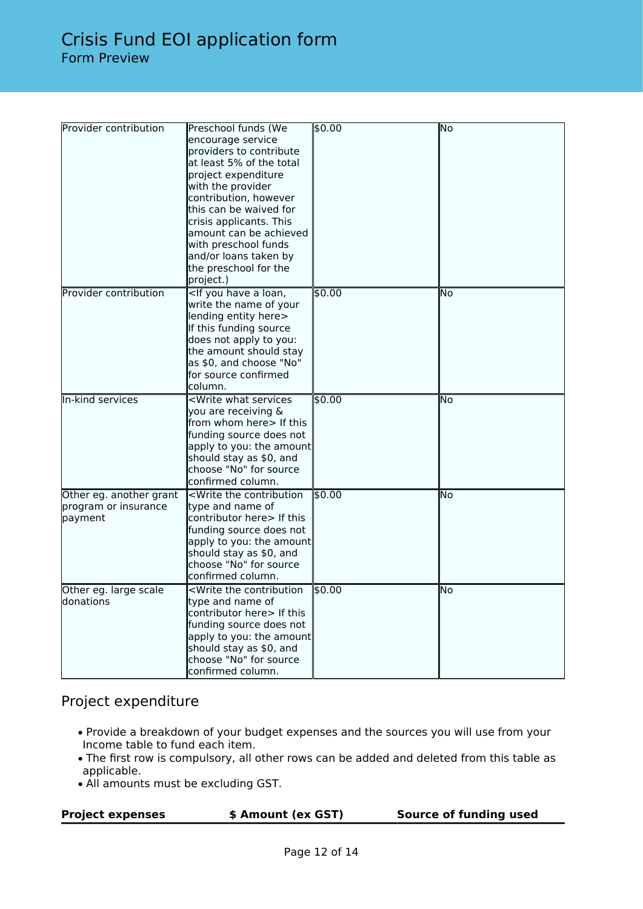| Provider contribution | Preschool funds (We encourage service providers to contribute at least 5% of the total project expenditure with the provider contribution, however this can be waived for crisis applicants. This amount can be achieved with preschool funds and/or loans taken by the preschool for the project.) | $0.00 | No |
|---|---|---|---|
| Provider contribution | <If you have a loan, write the name of your lending entity here> If this funding source does not apply to you: the amount should stay as $0, and choose "No" for source confirmed column. | $0.00 | No |
| In-kind services | <Write what services you are receiving & from whom here> If this funding source does not apply to you: the amount should stay as $0, and choose "No" for source confirmed column. | $0.00 | No |
| Other eg. another grant program or insurance payment | <Write the contribution type and name of contributor here> If this funding source does not apply to you: the amount should stay as $0, and choose "No" for source confirmed column. | $0.00 | No |
| Other eg. large scale donations | <Write the contribution type and name of contributor here> If this funding source does not apply to you: the amount should stay as $0, and choose "No" for source confirmed column. | $0.00 | No |

## Project expenditure

- Provide a breakdown of your budget expenses and the sources you will use from your Income table to fund each item.
- The first row is compulsory, all other rows can be added and deleted from this table as applicable.
- All amounts must be excluding GST.

| **Project expenses** | **$ Amount (ex GST)** | **Source of funding used** |
|---|---|---|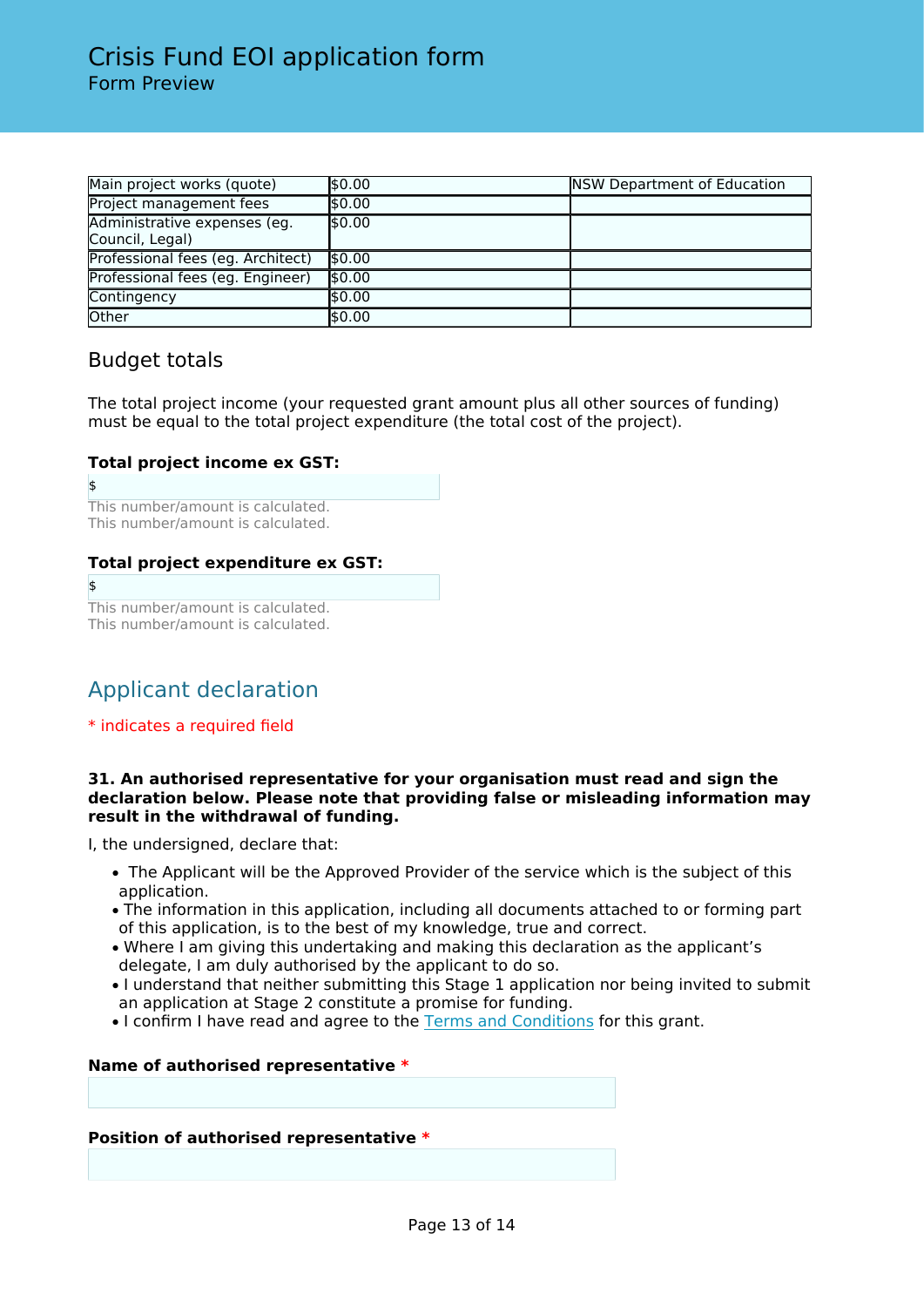# Crisis Fund EOI application form
Form Preview

| Main project works (quote) | $0.00 | NSW Department of Education |
|---|---|---|
| Project management fees | $0.00 | |
| Administrative expenses (eg. Council, Legal) | $0.00 | |
| Professional fees (eg. Architect) | $0.00 | |
| Professional fees (eg. Engineer) | $0.00 | |
| Contingency | $0.00 | |
| Other | $0.00 | |

## Budget totals

The total project income (your requested grant amount plus all other sources of funding) must be equal to the total project expenditure (the total cost of the project).

**Total project income ex GST:**

$

This number/amount is calculated.
This number/amount is calculated.

**Total project expenditure ex GST:**

$

This number/amount is calculated.
This number/amount is calculated.

## Applicant declaration

* indicates a required field

**31. An authorised representative for your organisation must read and sign the declaration below. Please note that providing false or misleading information may result in the withdrawal of funding.**

I, the undersigned, declare that:

- The Applicant will be the Approved Provider of the service which is the subject of this application.
- The information in this application, including all documents attached to or forming part of this application, is to the best of my knowledge, true and correct.
- Where I am giving this undertaking and making this declaration as the applicant's delegate, I am duly authorised by the applicant to do so.
- I understand that neither submitting this Stage 1 application nor being invited to submit an application at Stage 2 constitute a promise for funding.
- I confirm I have read and agree to the Terms and Conditions for this grant.

**Name of authorised representative** *

**Position of authorised representative** *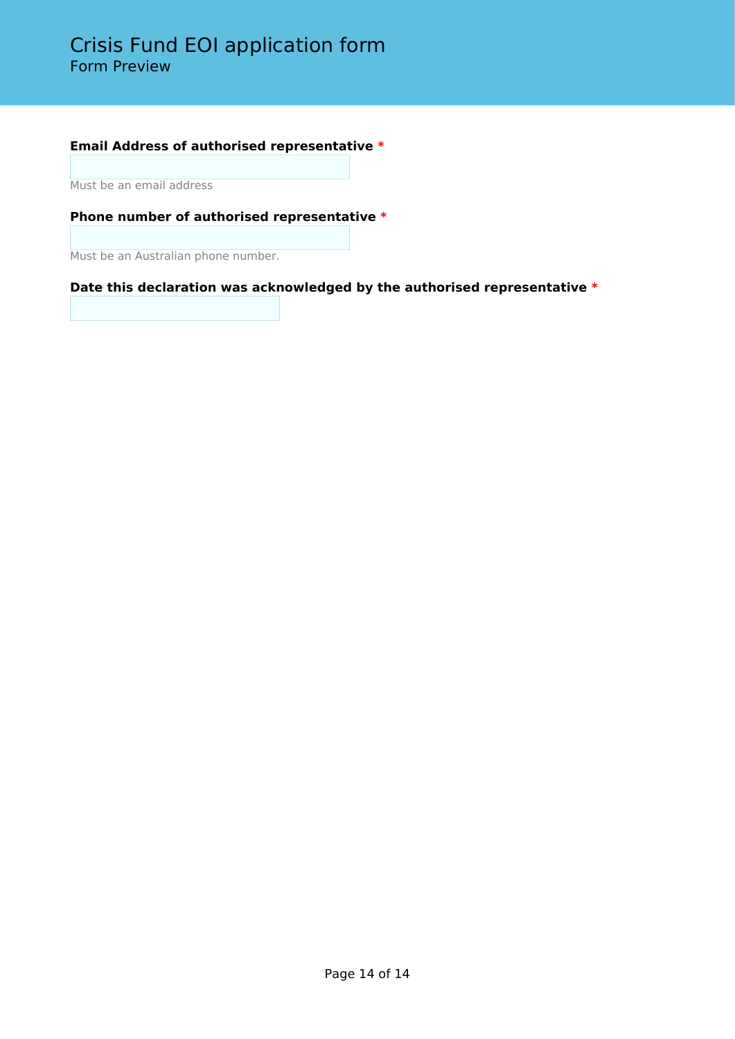# Crisis Fund EOI application form

Form Preview

**Email Address of authorised representative** *

Must be an email address

**Phone number of authorised representative** *

Must be an Australian phone number.

**Date this declaration was acknowledged by the authorised representative** *